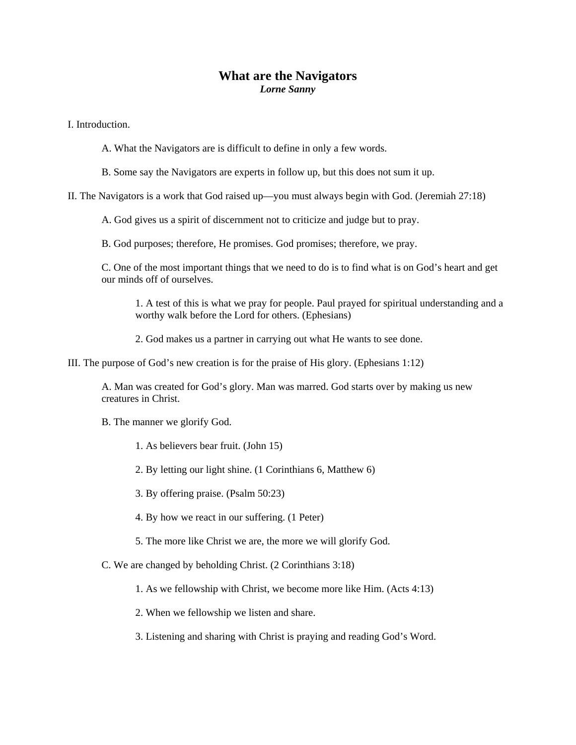# What are the Navigators

***Lorne Sanny***

I. Introduction.

A. What the Navigators are is difficult to define in only a few words.

B. Some say the Navigators are experts in follow up, but this does not sum it up.

II. The Navigators is a work that God raised up—you must always begin with God. (Jeremiah 27:18)

A. God gives us a spirit of discernment not to criticize and judge but to pray.

B. God purposes; therefore, He promises. God promises; therefore, we pray.

C. One of the most important things that we need to do is to find what is on God's heart and get our minds off of ourselves.

1. A test of this is what we pray for people. Paul prayed for spiritual understanding and a worthy walk before the Lord for others. (Ephesians)

2. God makes us a partner in carrying out what He wants to see done.

III. The purpose of God's new creation is for the praise of His glory. (Ephesians 1:12)

A. Man was created for God's glory. Man was marred. God starts over by making us new creatures in Christ.

B. The manner we glorify God.

1. As believers bear fruit. (John 15)

2. By letting our light shine. (1 Corinthians 6, Matthew 6)

3. By offering praise. (Psalm 50:23)

4. By how we react in our suffering. (1 Peter)

5. The more like Christ we are, the more we will glorify God.

C. We are changed by beholding Christ. (2 Corinthians 3:18)

1. As we fellowship with Christ, we become more like Him. (Acts 4:13)

2. When we fellowship we listen and share.

3. Listening and sharing with Christ is praying and reading God's Word.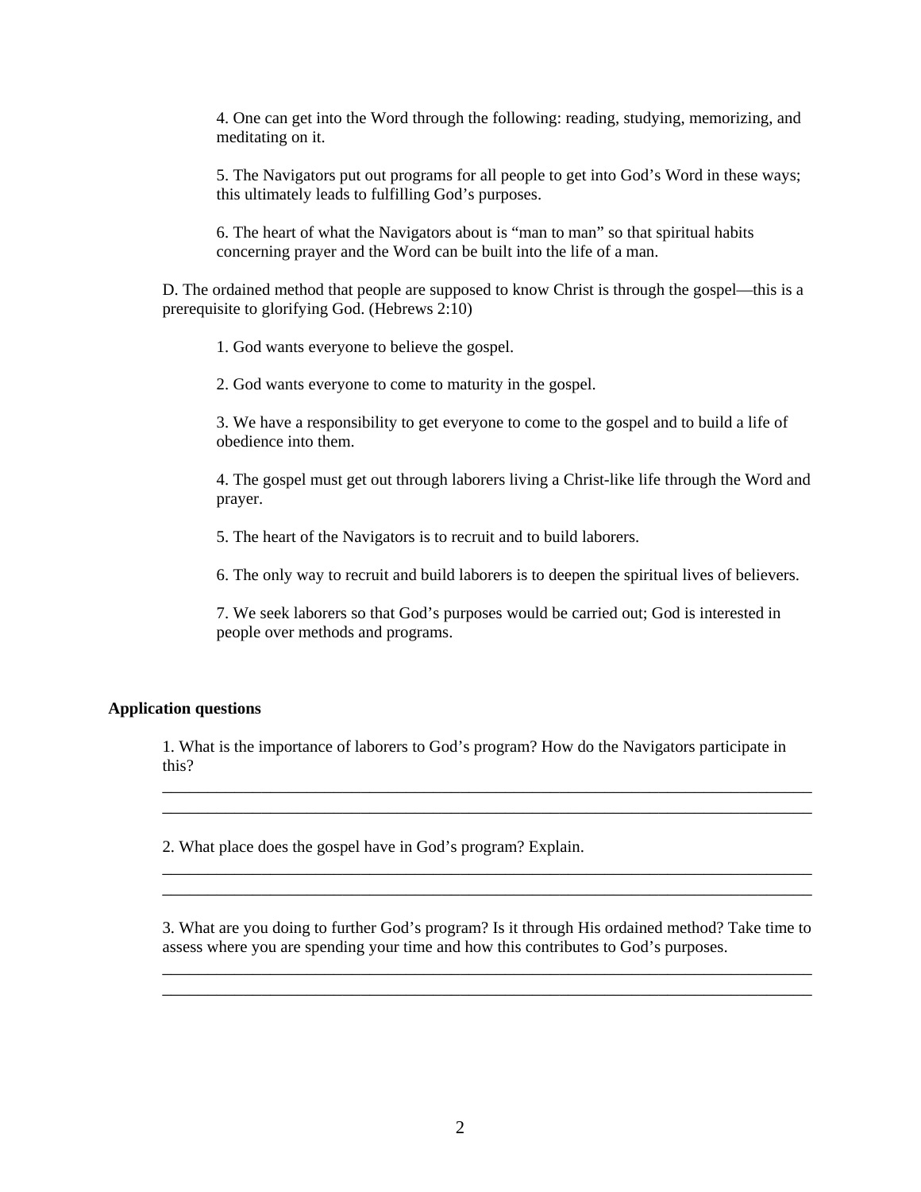4. One can get into the Word through the following: reading, studying, memorizing, and meditating on it.

5. The Navigators put out programs for all people to get into God's Word in these ways; this ultimately leads to fulfilling God's purposes.

6. The heart of what the Navigators about is "man to man" so that spiritual habits concerning prayer and the Word can be built into the life of a man.

D. The ordained method that people are supposed to know Christ is through the gospel—this is a prerequisite to glorifying God. (Hebrews 2:10)

1. God wants everyone to believe the gospel.

2. God wants everyone to come to maturity in the gospel.

3. We have a responsibility to get everyone to come to the gospel and to build a life of obedience into them.

4. The gospel must get out through laborers living a Christ-like life through the Word and prayer.

5. The heart of the Navigators is to recruit and to build laborers.

6. The only way to recruit and build laborers is to deepen the spiritual lives of believers.

7. We seek laborers so that God's purposes would be carried out; God is interested in people over methods and programs.

**Application questions**

1. What is the importance of laborers to God's program? How do the Navigators participate in this?

_______________________________________________________________________________

_______________________________________________________________________________

2. What place does the gospel have in God's program? Explain.

_______________________________________________________________________________

_______________________________________________________________________________

3. What are you doing to further God's program? Is it through His ordained method? Take time to assess where you are spending your time and how this contributes to God's purposes.

_______________________________________________________________________________

_______________________________________________________________________________